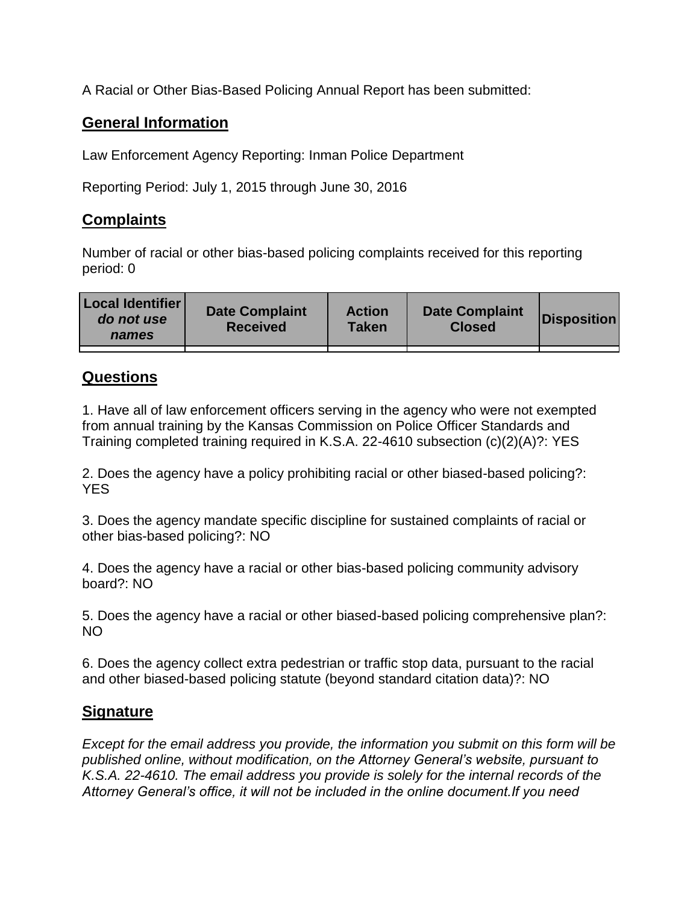A Racial or Other Bias-Based Policing Annual Report has been submitted:

## General Information

Law Enforcement Agency Reporting: Inman Police Department

Reporting Period: July 1, 2015 through June 30, 2016

## Complaints

Number of racial or other bias-based policing complaints received for this reporting period: 0

| Local Identifier *do not use names* | Date Complaint Received | Action Taken | Date Complaint Closed | Disposition |
|---|---|---|---|---|
| | | | | |

## Questions

1. Have all of law enforcement officers serving in the agency who were not exempted from annual training by the Kansas Commission on Police Officer Standards and Training completed training required in K.S.A. 22-4610 subsection (c)(2)(A)?: YES

2. Does the agency have a policy prohibiting racial or other biased-based policing?: YES

3. Does the agency mandate specific discipline for sustained complaints of racial or other bias-based policing?: NO

4. Does the agency have a racial or other bias-based policing community advisory board?: NO

5. Does the agency have a racial or other biased-based policing comprehensive plan?: NO

6. Does the agency collect extra pedestrian or traffic stop data, pursuant to the racial and other biased-based policing statute (beyond standard citation data)?: NO

## Signature

*Except for the email address you provide, the information you submit on this form will be published online, without modification, on the Attorney General's website, pursuant to K.S.A. 22-4610. The email address you provide is solely for the internal records of the Attorney General's office, it will not be included in the online document.If you need*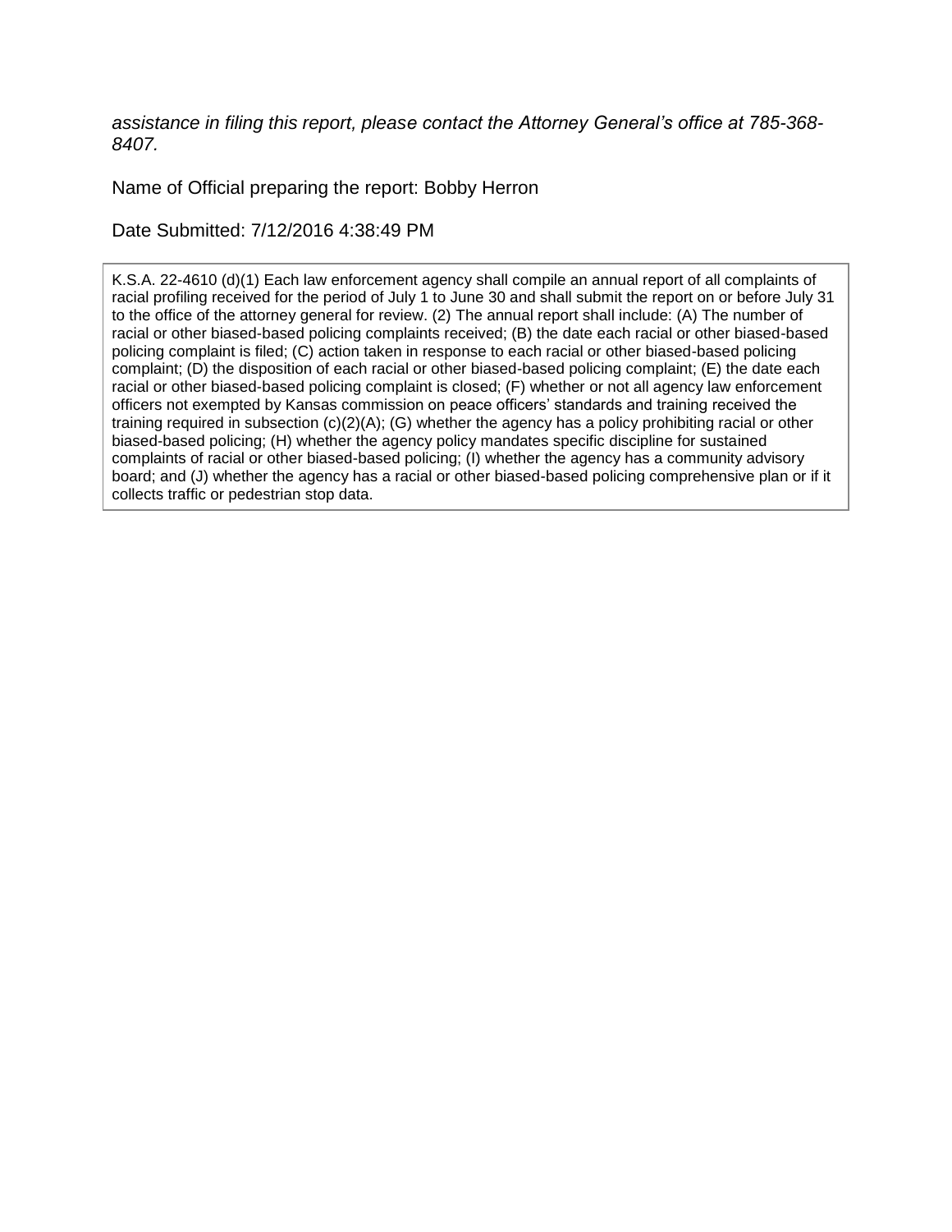*assistance in filing this report, please contact the Attorney General's office at 785-368-8407.*

Name of Official preparing the report: Bobby Herron

Date Submitted: 7/12/2016 4:38:49 PM

K.S.A. 22-4610 (d)(1) Each law enforcement agency shall compile an annual report of all complaints of racial profiling received for the period of July 1 to June 30 and shall submit the report on or before July 31 to the office of the attorney general for review. (2) The annual report shall include: (A) The number of racial or other biased-based policing complaints received; (B) the date each racial or other biased-based policing complaint is filed; (C) action taken in response to each racial or other biased-based policing complaint; (D) the disposition of each racial or other biased-based policing complaint; (E) the date each racial or other biased-based policing complaint is closed; (F) whether or not all agency law enforcement officers not exempted by Kansas commission on peace officers' standards and training received the training required in subsection (c)(2)(A); (G) whether the agency has a policy prohibiting racial or other biased-based policing; (H) whether the agency policy mandates specific discipline for sustained complaints of racial or other biased-based policing; (I) whether the agency has a community advisory board; and (J) whether the agency has a racial or other biased-based policing comprehensive plan or if it collects traffic or pedestrian stop data.